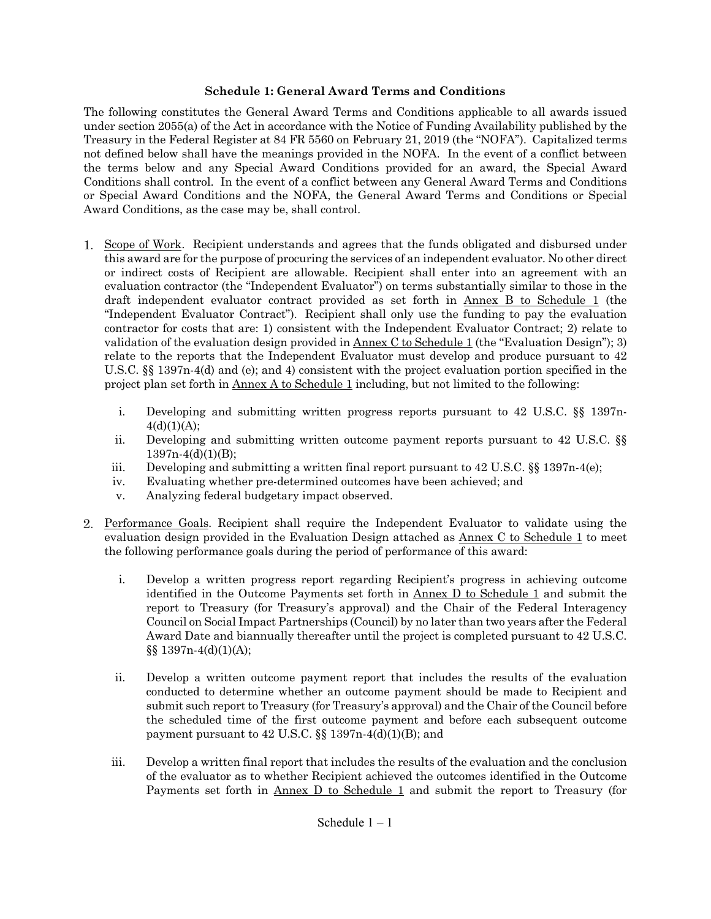**Schedule 1: General Award Terms and Conditions**

The following constitutes the General Award Terms and Conditions applicable to all awards issued under section 2055(a) of the Act in accordance with the Notice of Funding Availability published by the Treasury in the Federal Register at 84 FR 5560 on February 21, 2019 (the "NOFA"). Capitalized terms not defined below shall have the meanings provided in the NOFA. In the event of a conflict between the terms below and any Special Award Conditions provided for an award, the Special Award Conditions shall control. In the event of a conflict between any General Award Terms and Conditions or Special Award Conditions and the NOFA, the General Award Terms and Conditions or Special Award Conditions, as the case may be, shall control.

1. Scope of Work. Recipient understands and agrees that the funds obligated and disbursed under this award are for the purpose of procuring the services of an independent evaluator. No other direct or indirect costs of Recipient are allowable. Recipient shall enter into an agreement with an evaluation contractor (the "Independent Evaluator") on terms substantially similar to those in the draft independent evaluator contract provided as set forth in Annex B to Schedule 1 (the "Independent Evaluator Contract"). Recipient shall only use the funding to pay the evaluation contractor for costs that are: 1) consistent with the Independent Evaluator Contract; 2) relate to validation of the evaluation design provided in Annex C to Schedule 1 (the "Evaluation Design"); 3) relate to the reports that the Independent Evaluator must develop and produce pursuant to 42 U.S.C. §§ 1397n-4(d) and (e); and 4) consistent with the project evaluation portion specified in the project plan set forth in Annex A to Schedule 1 including, but not limited to the following:

   i. Developing and submitting written progress reports pursuant to 42 U.S.C. §§ 1397n-4(d)(1)(A);
   ii. Developing and submitting written outcome payment reports pursuant to 42 U.S.C. §§ 1397n-4(d)(1)(B);
   iii. Developing and submitting a written final report pursuant to 42 U.S.C. §§ 1397n-4(e);
   iv. Evaluating whether pre-determined outcomes have been achieved; and
   v. Analyzing federal budgetary impact observed.

2. Performance Goals. Recipient shall require the Independent Evaluator to validate using the evaluation design provided in the Evaluation Design attached as Annex C to Schedule 1 to meet the following performance goals during the period of performance of this award:

   i. Develop a written progress report regarding Recipient's progress in achieving outcome identified in the Outcome Payments set forth in Annex D to Schedule 1 and submit the report to Treasury (for Treasury's approval) and the Chair of the Federal Interagency Council on Social Impact Partnerships (Council) by no later than two years after the Federal Award Date and biannually thereafter until the project is completed pursuant to 42 U.S.C. §§ 1397n-4(d)(1)(A);

   ii. Develop a written outcome payment report that includes the results of the evaluation conducted to determine whether an outcome payment should be made to Recipient and submit such report to Treasury (for Treasury's approval) and the Chair of the Council before the scheduled time of the first outcome payment and before each subsequent outcome payment pursuant to 42 U.S.C. §§ 1397n-4(d)(1)(B); and

   iii. Develop a written final report that includes the results of the evaluation and the conclusion of the evaluator as to whether Recipient achieved the outcomes identified in the Outcome Payments set forth in Annex D to Schedule 1 and submit the report to Treasury (for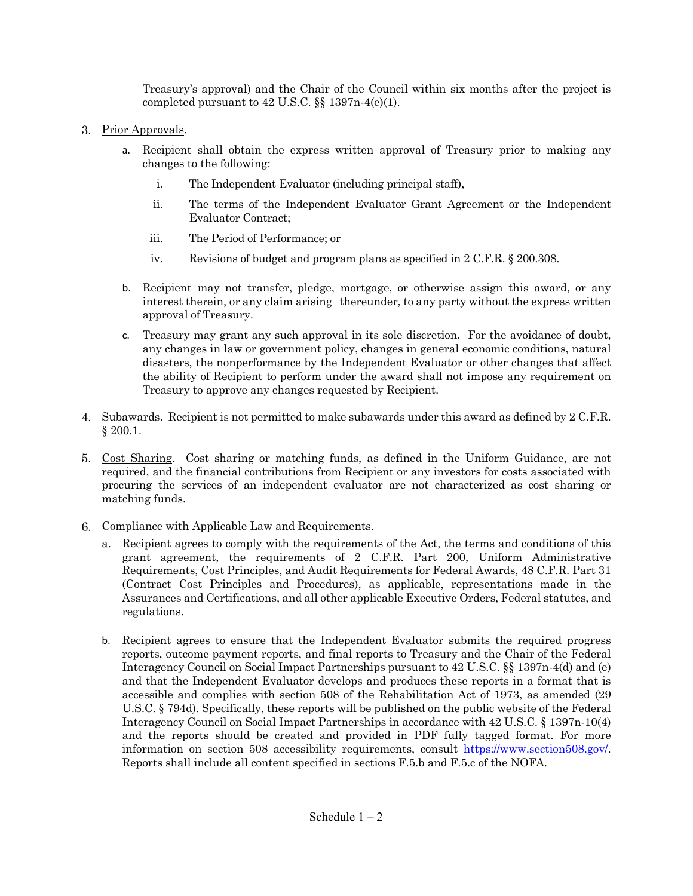Treasury's approval) and the Chair of the Council within six months after the project is completed pursuant to 42 U.S.C. §§ 1397n-4(e)(1).

3. Prior Approvals.

   a. Recipient shall obtain the express written approval of Treasury prior to making any changes to the following:

      i. The Independent Evaluator (including principal staff),

      ii. The terms of the Independent Evaluator Grant Agreement or the Independent Evaluator Contract;

      iii. The Period of Performance; or

      iv. Revisions of budget and program plans as specified in 2 C.F.R. § 200.308.

   b. Recipient may not transfer, pledge, mortgage, or otherwise assign this award, or any interest therein, or any claim arising thereunder, to any party without the express written approval of Treasury.

   c. Treasury may grant any such approval in its sole discretion. For the avoidance of doubt, any changes in law or government policy, changes in general economic conditions, natural disasters, the nonperformance by the Independent Evaluator or other changes that affect the ability of Recipient to perform under the award shall not impose any requirement on Treasury to approve any changes requested by Recipient.

4. Subawards. Recipient is not permitted to make subawards under this award as defined by 2 C.F.R. § 200.1.

5. Cost Sharing. Cost sharing or matching funds, as defined in the Uniform Guidance, are not required, and the financial contributions from Recipient or any investors for costs associated with procuring the services of an independent evaluator are not characterized as cost sharing or matching funds.

6. Compliance with Applicable Law and Requirements.

   a. Recipient agrees to comply with the requirements of the Act, the terms and conditions of this grant agreement, the requirements of 2 C.F.R. Part 200, Uniform Administrative Requirements, Cost Principles, and Audit Requirements for Federal Awards, 48 C.F.R. Part 31 (Contract Cost Principles and Procedures), as applicable, representations made in the Assurances and Certifications, and all other applicable Executive Orders, Federal statutes, and regulations.

   b. Recipient agrees to ensure that the Independent Evaluator submits the required progress reports, outcome payment reports, and final reports to Treasury and the Chair of the Federal Interagency Council on Social Impact Partnerships pursuant to 42 U.S.C. §§ 1397n-4(d) and (e) and that the Independent Evaluator develops and produces these reports in a format that is accessible and complies with section 508 of the Rehabilitation Act of 1973, as amended (29 U.S.C. § 794d). Specifically, these reports will be published on the public website of the Federal Interagency Council on Social Impact Partnerships in accordance with 42 U.S.C. § 1397n-10(4) and the reports should be created and provided in PDF fully tagged format. For more information on section 508 accessibility requirements, consult https://www.section508.gov/. Reports shall include all content specified in sections F.5.b and F.5.c of the NOFA.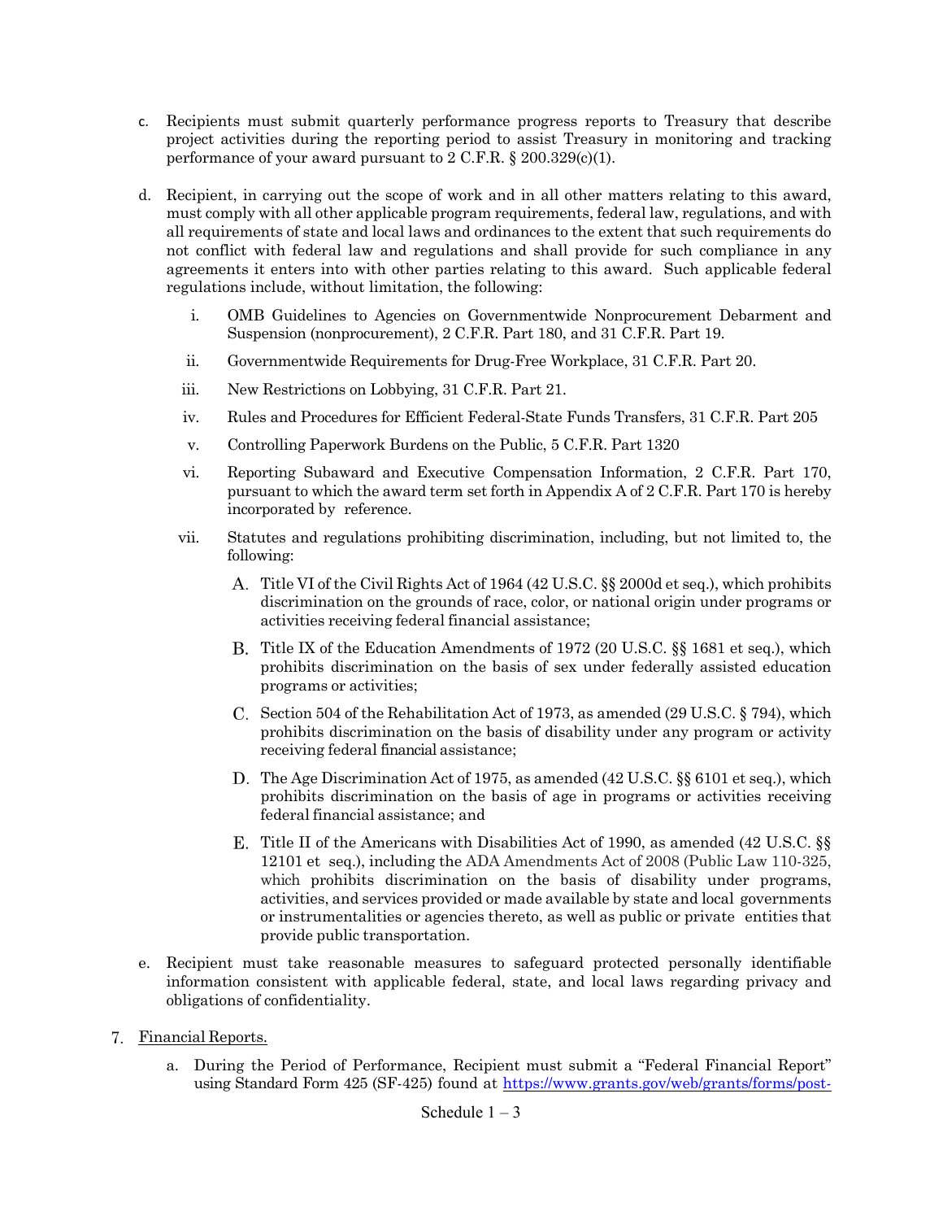c. Recipients must submit quarterly performance progress reports to Treasury that describe project activities during the reporting period to assist Treasury in monitoring and tracking performance of your award pursuant to 2 C.F.R. § 200.329(c)(1).

d. Recipient, in carrying out the scope of work and in all other matters relating to this award, must comply with all other applicable program requirements, federal law, regulations, and with all requirements of state and local laws and ordinances to the extent that such requirements do not conflict with federal law and regulations and shall provide for such compliance in any agreements it enters into with other parties relating to this award. Such applicable federal regulations include, without limitation, the following:

   i. OMB Guidelines to Agencies on Governmentwide Nonprocurement Debarment and Suspension (nonprocurement), 2 C.F.R. Part 180, and 31 C.F.R. Part 19.

   ii. Governmentwide Requirements for Drug-Free Workplace, 31 C.F.R. Part 20.

   iii. New Restrictions on Lobbying, 31 C.F.R. Part 21.

   iv. Rules and Procedures for Efficient Federal-State Funds Transfers, 31 C.F.R. Part 205

   v. Controlling Paperwork Burdens on the Public, 5 C.F.R. Part 1320

   vi. Reporting Subaward and Executive Compensation Information, 2 C.F.R. Part 170, pursuant to which the award term set forth in Appendix A of 2 C.F.R. Part 170 is hereby incorporated by reference.

   vii. Statutes and regulations prohibiting discrimination, including, but not limited to, the following:

      A. Title VI of the Civil Rights Act of 1964 (42 U.S.C. §§ 2000d et seq.), which prohibits discrimination on the grounds of race, color, or national origin under programs or activities receiving federal financial assistance;

      B. Title IX of the Education Amendments of 1972 (20 U.S.C. §§ 1681 et seq.), which prohibits discrimination on the basis of sex under federally assisted education programs or activities;

      C. Section 504 of the Rehabilitation Act of 1973, as amended (29 U.S.C. § 794), which prohibits discrimination on the basis of disability under any program or activity receiving federal financial assistance;

      D. The Age Discrimination Act of 1975, as amended (42 U.S.C. §§ 6101 et seq.), which prohibits discrimination on the basis of age in programs or activities receiving federal financial assistance; and

      E. Title II of the Americans with Disabilities Act of 1990, as amended (42 U.S.C. §§ 12101 et seq.), including the ADA Amendments Act of 2008 (Public Law 110-325, which prohibits discrimination on the basis of disability under programs, activities, and services provided or made available by state and local governments or instrumentalities or agencies thereto, as well as public or private entities that provide public transportation.

e. Recipient must take reasonable measures to safeguard protected personally identifiable information consistent with applicable federal, state, and local laws regarding privacy and obligations of confidentiality.

7. Financial Reports.

   a. During the Period of Performance, Recipient must submit a "Federal Financial Report" using Standard Form 425 (SF-425) found at https://www.grants.gov/web/grants/forms/post-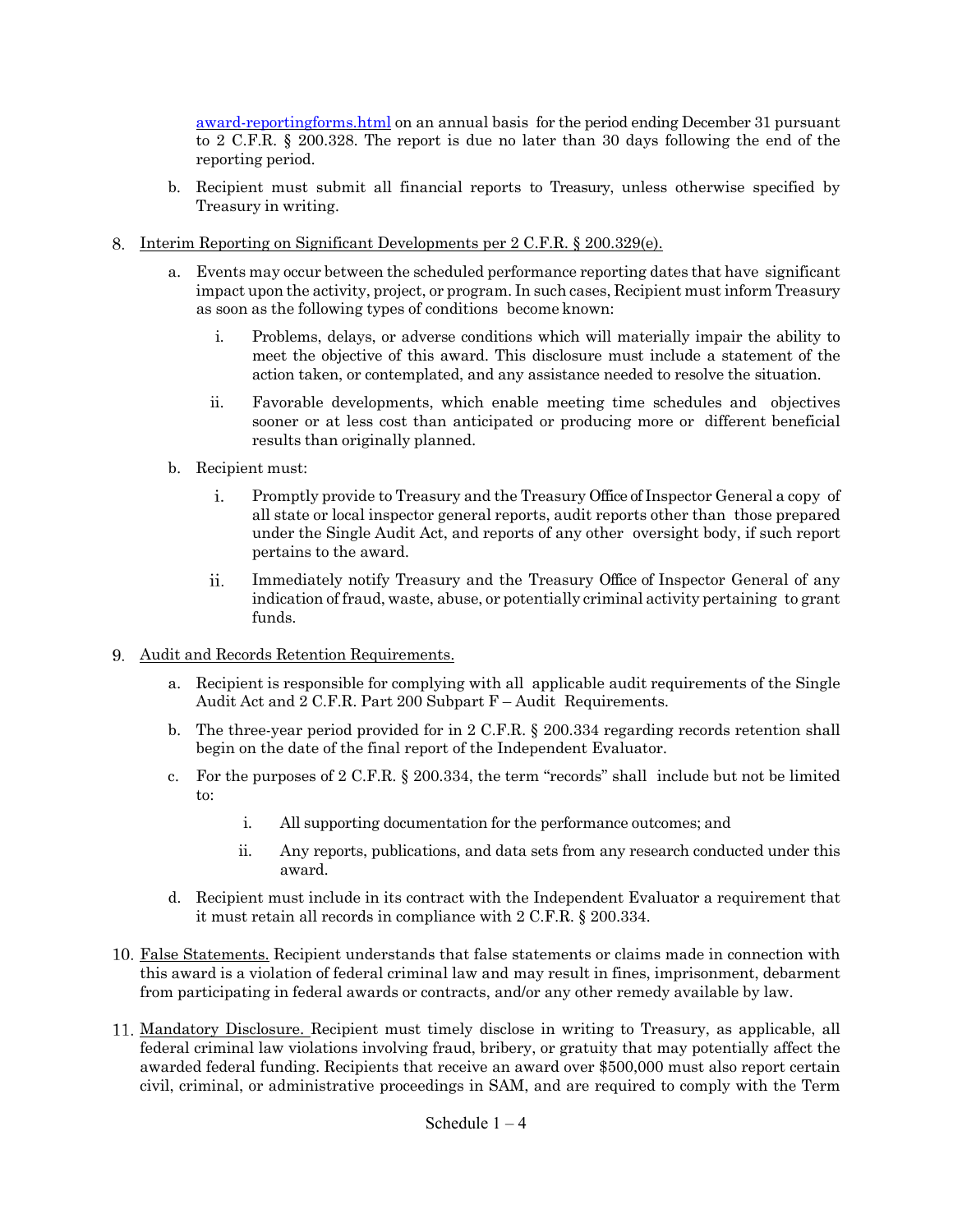[award-reportingforms.html](award-reportingforms.html) on an annual basis for the period ending December 31 pursuant to 2 C.F.R. § 200.328. The report is due no later than 30 days following the end of the reporting period.

b. Recipient must submit all financial reports to Treasury, unless otherwise specified by Treasury in writing.

8. Interim Reporting on Significant Developments per 2 C.F.R. § 200.329(e).

   a. Events may occur between the scheduled performance reporting dates that have significant impact upon the activity, project, or program. In such cases, Recipient must inform Treasury as soon as the following types of conditions become known:

      i. Problems, delays, or adverse conditions which will materially impair the ability to meet the objective of this award. This disclosure must include a statement of the action taken, or contemplated, and any assistance needed to resolve the situation.

      ii. Favorable developments, which enable meeting time schedules and objectives sooner or at less cost than anticipated or producing more or different beneficial results than originally planned.

   b. Recipient must:

      i. Promptly provide to Treasury and the Treasury Office of Inspector General a copy of all state or local inspector general reports, audit reports other than those prepared under the Single Audit Act, and reports of any other oversight body, if such report pertains to the award.

      ii. Immediately notify Treasury and the Treasury Office of Inspector General of any indication of fraud, waste, abuse, or potentially criminal activity pertaining to grant funds.

9. Audit and Records Retention Requirements.

   a. Recipient is responsible for complying with all applicable audit requirements of the Single Audit Act and 2 C.F.R. Part 200 Subpart F – Audit Requirements.

   b. The three-year period provided for in 2 C.F.R. § 200.334 regarding records retention shall begin on the date of the final report of the Independent Evaluator.

   c. For the purposes of 2 C.F.R. § 200.334, the term "records" shall include but not be limited to:

      i. All supporting documentation for the performance outcomes; and

      ii. Any reports, publications, and data sets from any research conducted under this award.

   d. Recipient must include in its contract with the Independent Evaluator a requirement that it must retain all records in compliance with 2 C.F.R. § 200.334.

10. False Statements. Recipient understands that false statements or claims made in connection with this award is a violation of federal criminal law and may result in fines, imprisonment, debarment from participating in federal awards or contracts, and/or any other remedy available by law.

11. Mandatory Disclosure. Recipient must timely disclose in writing to Treasury, as applicable, all federal criminal law violations involving fraud, bribery, or gratuity that may potentially affect the awarded federal funding. Recipients that receive an award over $500,000 must also report certain civil, criminal, or administrative proceedings in SAM, and are required to comply with the Term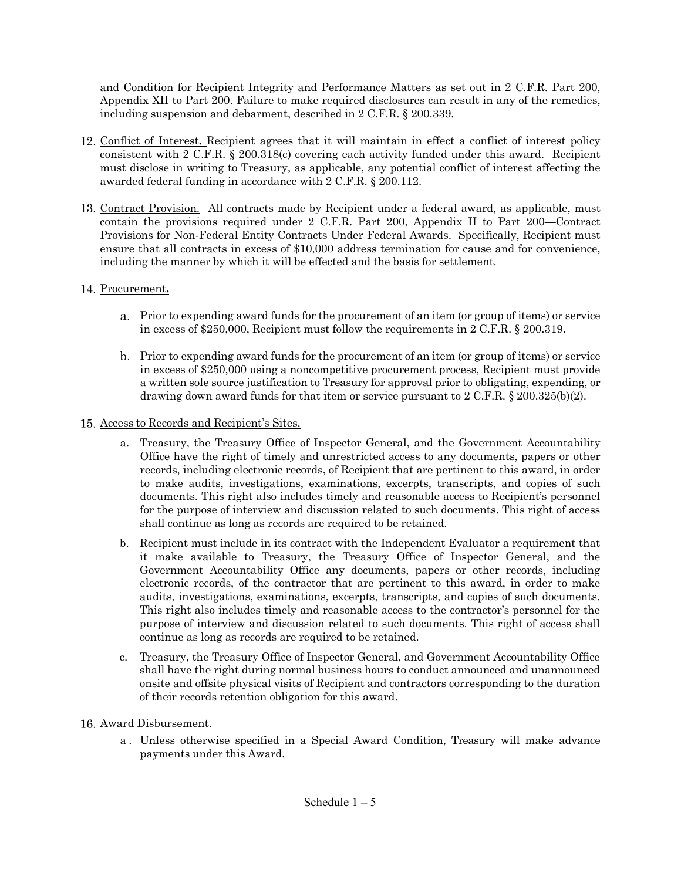and Condition for Recipient Integrity and Performance Matters as set out in 2 C.F.R. Part 200, Appendix XII to Part 200. Failure to make required disclosures can result in any of the remedies, including suspension and debarment, described in 2 C.F.R. § 200.339.

12. Conflict of Interest. Recipient agrees that it will maintain in effect a conflict of interest policy consistent with 2 C.F.R. § 200.318(c) covering each activity funded under this award. Recipient must disclose in writing to Treasury, as applicable, any potential conflict of interest affecting the awarded federal funding in accordance with 2 C.F.R. § 200.112.

13. Contract Provision. All contracts made by Recipient under a federal award, as applicable, must contain the provisions required under 2 C.F.R. Part 200, Appendix II to Part 200—Contract Provisions for Non-Federal Entity Contracts Under Federal Awards. Specifically, Recipient must ensure that all contracts in excess of $10,000 address termination for cause and for convenience, including the manner by which it will be effected and the basis for settlement.

14. Procurement.

    a. Prior to expending award funds for the procurement of an item (or group of items) or service in excess of $250,000, Recipient must follow the requirements in 2 C.F.R. § 200.319.

    b. Prior to expending award funds for the procurement of an item (or group of items) or service in excess of $250,000 using a noncompetitive procurement process, Recipient must provide a written sole source justification to Treasury for approval prior to obligating, expending, or drawing down award funds for that item or service pursuant to 2 C.F.R. § 200.325(b)(2).

15. Access to Records and Recipient's Sites.

    a. Treasury, the Treasury Office of Inspector General, and the Government Accountability Office have the right of timely and unrestricted access to any documents, papers or other records, including electronic records, of Recipient that are pertinent to this award, in order to make audits, investigations, examinations, excerpts, transcripts, and copies of such documents. This right also includes timely and reasonable access to Recipient's personnel for the purpose of interview and discussion related to such documents. This right of access shall continue as long as records are required to be retained.

    b. Recipient must include in its contract with the Independent Evaluator a requirement that it make available to Treasury, the Treasury Office of Inspector General, and the Government Accountability Office any documents, papers or other records, including electronic records, of the contractor that are pertinent to this award, in order to make audits, investigations, examinations, excerpts, transcripts, and copies of such documents. This right also includes timely and reasonable access to the contractor's personnel for the purpose of interview and discussion related to such documents. This right of access shall continue as long as records are required to be retained.

    c. Treasury, the Treasury Office of Inspector General, and Government Accountability Office shall have the right during normal business hours to conduct announced and unannounced onsite and offsite physical visits of Recipient and contractors corresponding to the duration of their records retention obligation for this award.

16. Award Disbursement.

    a. Unless otherwise specified in a Special Award Condition, Treasury will make advance payments under this Award.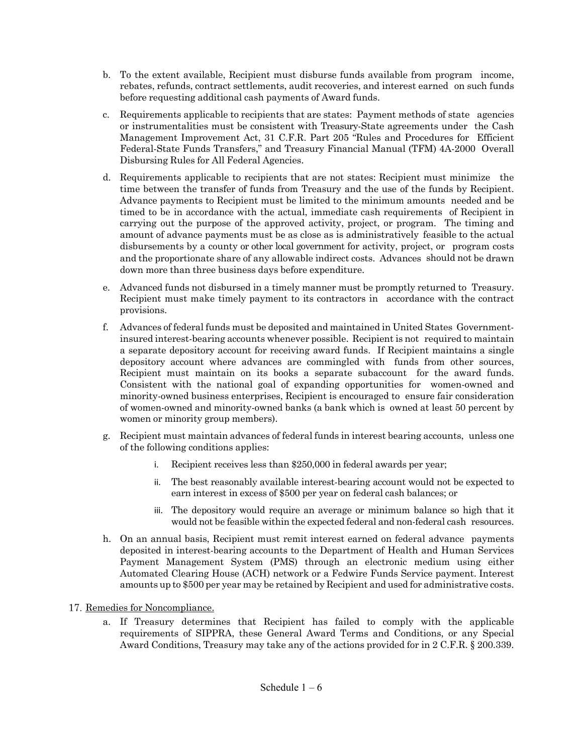b. To the extent available, Recipient must disburse funds available from program income, rebates, refunds, contract settlements, audit recoveries, and interest earned on such funds before requesting additional cash payments of Award funds.

c. Requirements applicable to recipients that are states: Payment methods of state agencies or instrumentalities must be consistent with Treasury-State agreements under the Cash Management Improvement Act, 31 C.F.R. Part 205 "Rules and Procedures for Efficient Federal-State Funds Transfers," and Treasury Financial Manual (TFM) 4A-2000 Overall Disbursing Rules for All Federal Agencies.

d. Requirements applicable to recipients that are not states: Recipient must minimize the time between the transfer of funds from Treasury and the use of the funds by Recipient. Advance payments to Recipient must be limited to the minimum amounts needed and be timed to be in accordance with the actual, immediate cash requirements of Recipient in carrying out the purpose of the approved activity, project, or program. The timing and amount of advance payments must be as close as is administratively feasible to the actual disbursements by a county or other local government for activity, project, or program costs and the proportionate share of any allowable indirect costs. Advances should not be drawn down more than three business days before expenditure.

e. Advanced funds not disbursed in a timely manner must be promptly returned to Treasury. Recipient must make timely payment to its contractors in accordance with the contract provisions.

f. Advances of federal funds must be deposited and maintained in United States Government-insured interest-bearing accounts whenever possible. Recipient is not required to maintain a separate depository account for receiving award funds. If Recipient maintains a single depository account where advances are commingled with funds from other sources, Recipient must maintain on its books a separate subaccount for the award funds. Consistent with the national goal of expanding opportunities for women-owned and minority-owned business enterprises, Recipient is encouraged to ensure fair consideration of women-owned and minority-owned banks (a bank which is owned at least 50 percent by women or minority group members).

g. Recipient must maintain advances of federal funds in interest bearing accounts, unless one of the following conditions applies:

   i. Recipient receives less than $250,000 in federal awards per year;

   ii. The best reasonably available interest-bearing account would not be expected to earn interest in excess of $500 per year on federal cash balances; or

   iii. The depository would require an average or minimum balance so high that it would not be feasible within the expected federal and non-federal cash resources.

h. On an annual basis, Recipient must remit interest earned on federal advance payments deposited in interest-bearing accounts to the Department of Health and Human Services Payment Management System (PMS) through an electronic medium using either Automated Clearing House (ACH) network or a Fedwire Funds Service payment. Interest amounts up to $500 per year may be retained by Recipient and used for administrative costs.

17. Remedies for Noncompliance.

   a. If Treasury determines that Recipient has failed to comply with the applicable requirements of SIPPRA, these General Award Terms and Conditions, or any Special Award Conditions, Treasury may take any of the actions provided for in 2 C.F.R. § 200.339.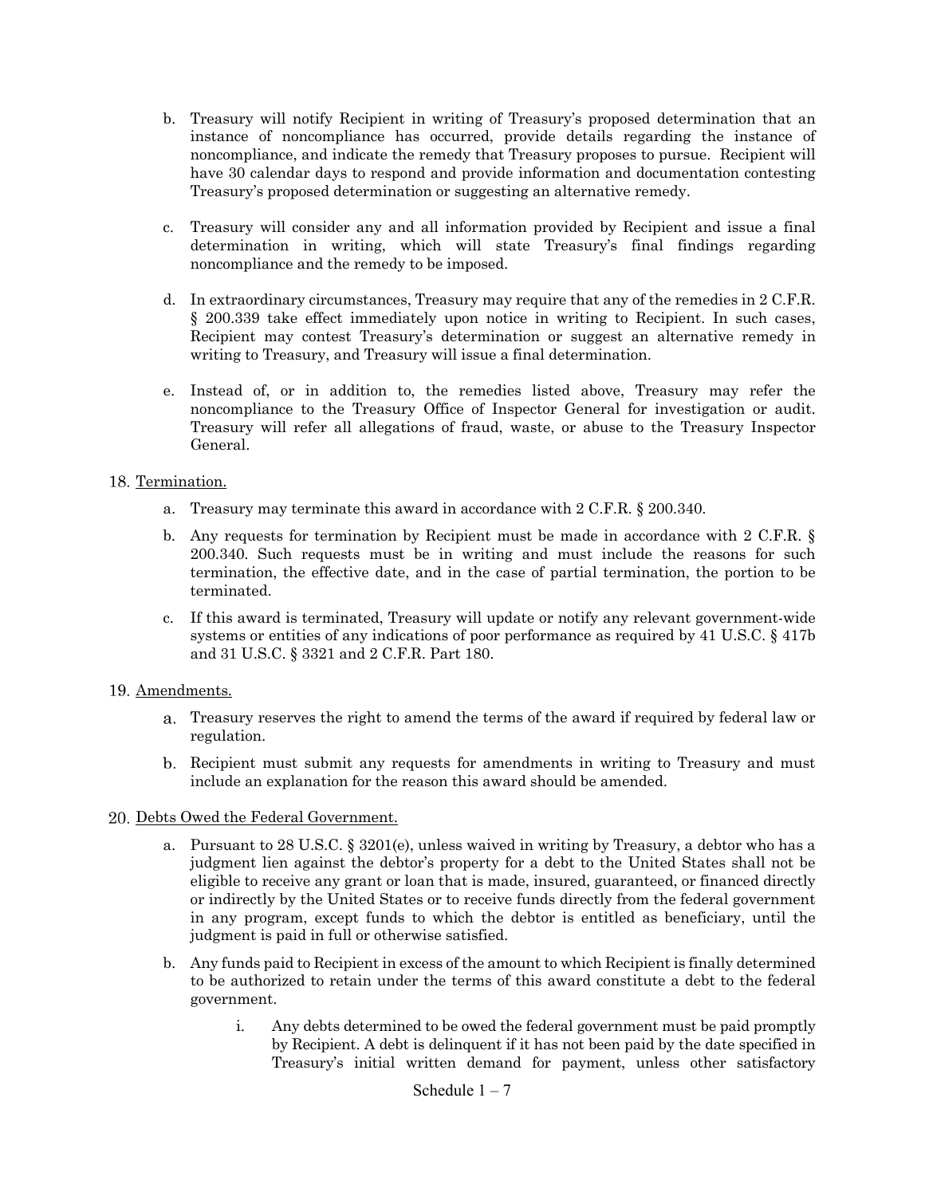b. Treasury will notify Recipient in writing of Treasury's proposed determination that an instance of noncompliance has occurred, provide details regarding the instance of noncompliance, and indicate the remedy that Treasury proposes to pursue. Recipient will have 30 calendar days to respond and provide information and documentation contesting Treasury's proposed determination or suggesting an alternative remedy.

c. Treasury will consider any and all information provided by Recipient and issue a final determination in writing, which will state Treasury's final findings regarding noncompliance and the remedy to be imposed.

d. In extraordinary circumstances, Treasury may require that any of the remedies in 2 C.F.R. § 200.339 take effect immediately upon notice in writing to Recipient. In such cases, Recipient may contest Treasury's determination or suggest an alternative remedy in writing to Treasury, and Treasury will issue a final determination.

e. Instead of, or in addition to, the remedies listed above, Treasury may refer the noncompliance to the Treasury Office of Inspector General for investigation or audit. Treasury will refer all allegations of fraud, waste, or abuse to the Treasury Inspector General.

18. <u>Termination.</u>

    a. Treasury may terminate this award in accordance with 2 C.F.R. § 200.340.

    b. Any requests for termination by Recipient must be made in accordance with 2 C.F.R. § 200.340. Such requests must be in writing and must include the reasons for such termination, the effective date, and in the case of partial termination, the portion to be terminated.

    c. If this award is terminated, Treasury will update or notify any relevant government-wide systems or entities of any indications of poor performance as required by 41 U.S.C. § 417b and 31 U.S.C. § 3321 and 2 C.F.R. Part 180.

19. <u>Amendments.</u>

    a. Treasury reserves the right to amend the terms of the award if required by federal law or regulation.

    b. Recipient must submit any requests for amendments in writing to Treasury and must include an explanation for the reason this award should be amended.

20. <u>Debts Owed the Federal Government.</u>

    a. Pursuant to 28 U.S.C. § 3201(e), unless waived in writing by Treasury, a debtor who has a judgment lien against the debtor's property for a debt to the United States shall not be eligible to receive any grant or loan that is made, insured, guaranteed, or financed directly or indirectly by the United States or to receive funds directly from the federal government in any program, except funds to which the debtor is entitled as beneficiary, until the judgment is paid in full or otherwise satisfied.

    b. Any funds paid to Recipient in excess of the amount to which Recipient is finally determined to be authorized to retain under the terms of this award constitute a debt to the federal government.

        i. Any debts determined to be owed the federal government must be paid promptly by Recipient. A debt is delinquent if it has not been paid by the date specified in Treasury's initial written demand for payment, unless other satisfactory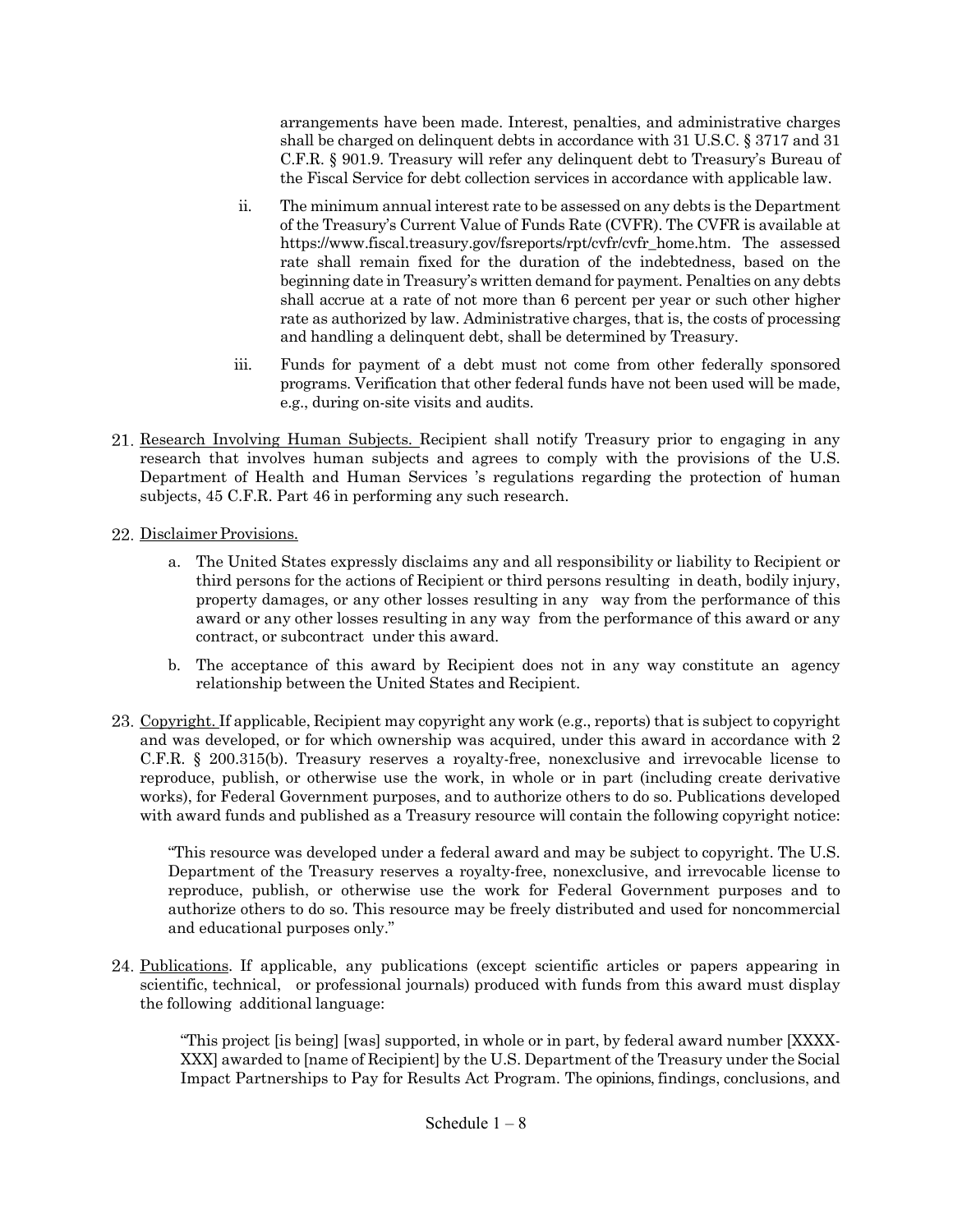arrangements have been made. Interest, penalties, and administrative charges shall be charged on delinquent debts in accordance with 31 U.S.C. § 3717 and 31 C.F.R. § 901.9. Treasury will refer any delinquent debt to Treasury's Bureau of the Fiscal Service for debt collection services in accordance with applicable law.

ii. The minimum annual interest rate to be assessed on any debts is the Department of the Treasury's Current Value of Funds Rate (CVFR). The CVFR is available at https://www.fiscal.treasury.gov/fsreports/rpt/cvfr/cvfr_home.htm. The assessed rate shall remain fixed for the duration of the indebtedness, based on the beginning date in Treasury's written demand for payment. Penalties on any debts shall accrue at a rate of not more than 6 percent per year or such other higher rate as authorized by law. Administrative charges, that is, the costs of processing and handling a delinquent debt, shall be determined by Treasury.

iii. Funds for payment of a debt must not come from other federally sponsored programs. Verification that other federal funds have not been used will be made, e.g., during on-site visits and audits.

21. Research Involving Human Subjects. Recipient shall notify Treasury prior to engaging in any research that involves human subjects and agrees to comply with the provisions of the U.S. Department of Health and Human Services 's regulations regarding the protection of human subjects, 45 C.F.R. Part 46 in performing any such research.

22. Disclaimer Provisions.

    a. The United States expressly disclaims any and all responsibility or liability to Recipient or third persons for the actions of Recipient or third persons resulting in death, bodily injury, property damages, or any other losses resulting in any way from the performance of this award or any other losses resulting in any way from the performance of this award or any contract, or subcontract under this award.

    b. The acceptance of this award by Recipient does not in any way constitute an agency relationship between the United States and Recipient.

23. Copyright. If applicable, Recipient may copyright any work (e.g., reports) that is subject to copyright and was developed, or for which ownership was acquired, under this award in accordance with 2 C.F.R. § 200.315(b). Treasury reserves a royalty-free, nonexclusive and irrevocable license to reproduce, publish, or otherwise use the work, in whole or in part (including create derivative works), for Federal Government purposes, and to authorize others to do so. Publications developed with award funds and published as a Treasury resource will contain the following copyright notice:

    "This resource was developed under a federal award and may be subject to copyright. The U.S. Department of the Treasury reserves a royalty-free, nonexclusive, and irrevocable license to reproduce, publish, or otherwise use the work for Federal Government purposes and to authorize others to do so. This resource may be freely distributed and used for noncommercial and educational purposes only."

24. Publications. If applicable, any publications (except scientific articles or papers appearing in scientific, technical, or professional journals) produced with funds from this award must display the following additional language:

    "This project [is being] [was] supported, in whole or in part, by federal award number [XXXX-XXX] awarded to [name of Recipient] by the U.S. Department of the Treasury under the Social Impact Partnerships to Pay for Results Act Program. The opinions, findings, conclusions, and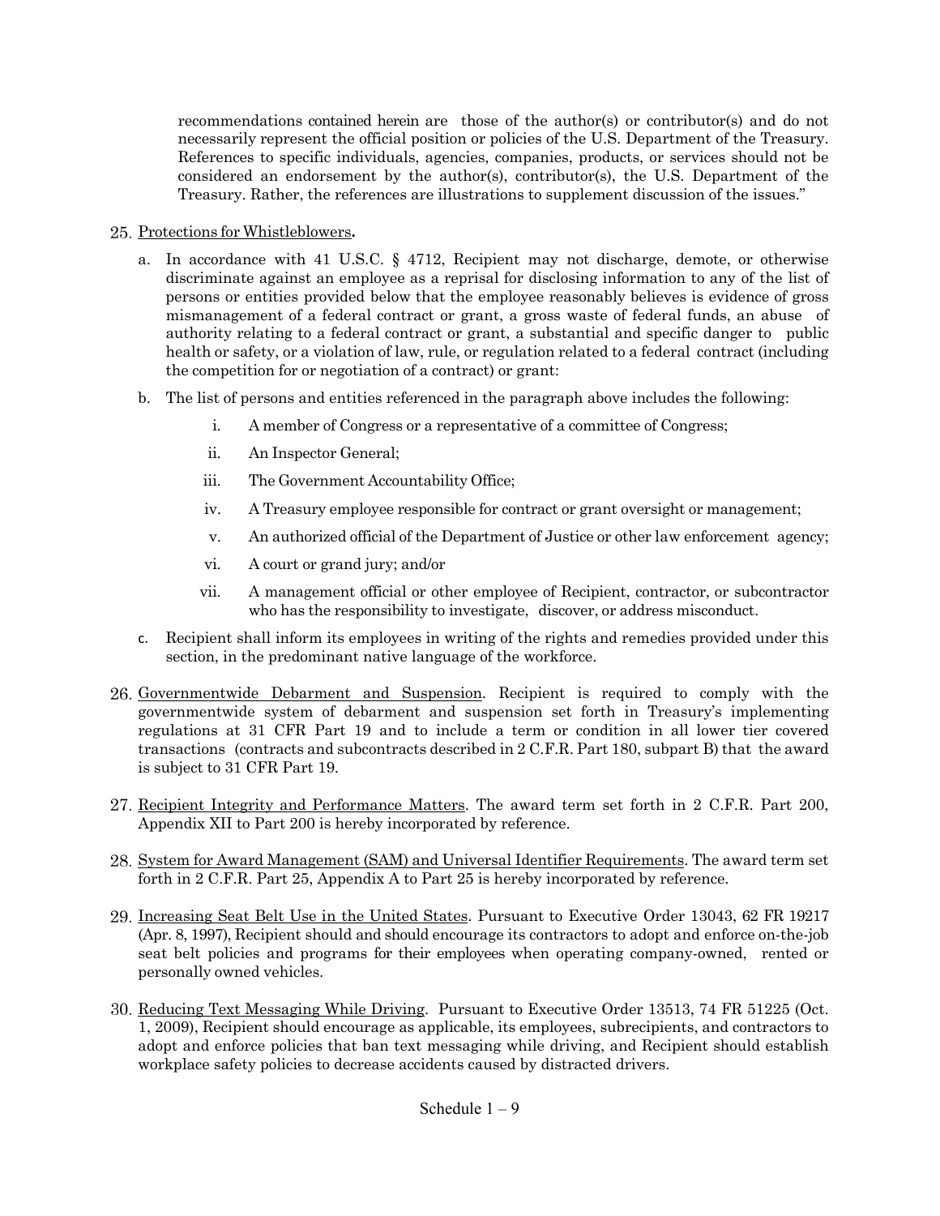recommendations contained herein are those of the author(s) or contributor(s) and do not necessarily represent the official position or policies of the U.S. Department of the Treasury. References to specific individuals, agencies, companies, products, or services should not be considered an endorsement by the author(s), contributor(s), the U.S. Department of the Treasury. Rather, the references are illustrations to supplement discussion of the issues."

25. Protections for Whistleblowers**.**

    a. In accordance with 41 U.S.C. § 4712, Recipient may not discharge, demote, or otherwise discriminate against an employee as a reprisal for disclosing information to any of the list of persons or entities provided below that the employee reasonably believes is evidence of gross mismanagement of a federal contract or grant, a gross waste of federal funds, an abuse of authority relating to a federal contract or grant, a substantial and specific danger to public health or safety, or a violation of law, rule, or regulation related to a federal contract (including the competition for or negotiation of a contract) or grant:

    b. The list of persons and entities referenced in the paragraph above includes the following:

        i. A member of Congress or a representative of a committee of Congress;

        ii. An Inspector General;

        iii. The Government Accountability Office;

        iv. A Treasury employee responsible for contract or grant oversight or management;

        v. An authorized official of the Department of Justice or other law enforcement agency;

        vi. A court or grand jury; and/or

        vii. A management official or other employee of Recipient, contractor, or subcontractor who has the responsibility to investigate, discover, or address misconduct.

    c. Recipient shall inform its employees in writing of the rights and remedies provided under this section, in the predominant native language of the workforce.

26. Governmentwide Debarment and Suspension. Recipient is required to comply with the governmentwide system of debarment and suspension set forth in Treasury's implementing regulations at 31 CFR Part 19 and to include a term or condition in all lower tier covered transactions (contracts and subcontracts described in 2 C.F.R. Part 180, subpart B) that the award is subject to 31 CFR Part 19.

27. Recipient Integrity and Performance Matters. The award term set forth in 2 C.F.R. Part 200, Appendix XII to Part 200 is hereby incorporated by reference.

28. System for Award Management (SAM) and Universal Identifier Requirements. The award term set forth in 2 C.F.R. Part 25, Appendix A to Part 25 is hereby incorporated by reference.

29. Increasing Seat Belt Use in the United States. Pursuant to Executive Order 13043, 62 FR 19217 (Apr. 8, 1997), Recipient should and should encourage its contractors to adopt and enforce on-the-job seat belt policies and programs for their employees when operating company-owned, rented or personally owned vehicles.

30. Reducing Text Messaging While Driving. Pursuant to Executive Order 13513, 74 FR 51225 (Oct. 1, 2009), Recipient should encourage as applicable, its employees, subrecipients, and contractors to adopt and enforce policies that ban text messaging while driving, and Recipient should establish workplace safety policies to decrease accidents caused by distracted drivers.